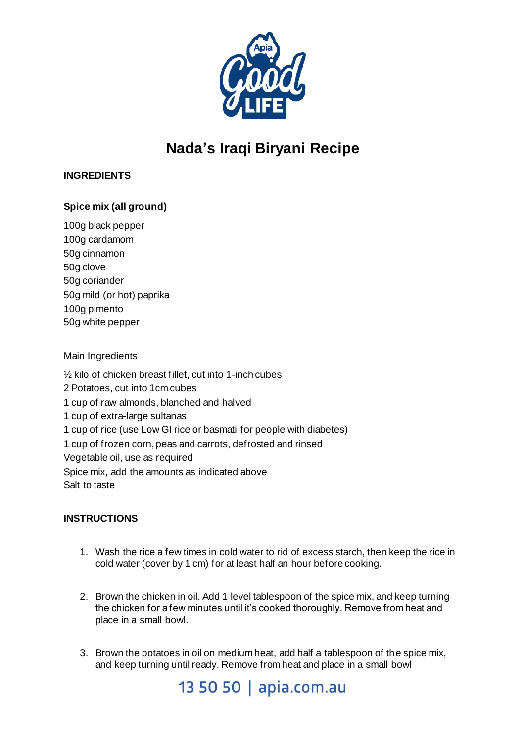# Nada's Iraqi Biryani Recipe

**INGREDIENTS**

**Spice mix (all ground)**

100g black pepper
100g cardamom
50g cinnamon
50g clove
50g coriander
50g mild (or hot) paprika
100g pimento
50g white pepper

Main Ingredients

½ kilo of chicken breast fillet, cut into 1-inch cubes
2 Potatoes, cut into 1cm cubes
1 cup of raw almonds, blanched and halved
1 cup of extra-large sultanas
1 cup of rice (use Low GI rice or basmati for people with diabetes)
1 cup of frozen corn, peas and carrots, defrosted and rinsed
Vegetable oil, use as required
Spice mix, add the amounts as indicated above
Salt to taste

**INSTRUCTIONS**

1. Wash the rice a few times in cold water to rid of excess starch, then keep the rice in cold water (cover by 1 cm) for at least half an hour before cooking.

2. Brown the chicken in oil. Add 1 level tablespoon of the spice mix, and keep turning the chicken for a few minutes until it's cooked thoroughly. Remove from heat and place in a small bowl.

3. Brown the potatoes in oil on medium heat, add half a tablespoon of the spice mix, and keep turning until ready. Remove from heat and place in a small bowl

13 50 50 | apia.com.au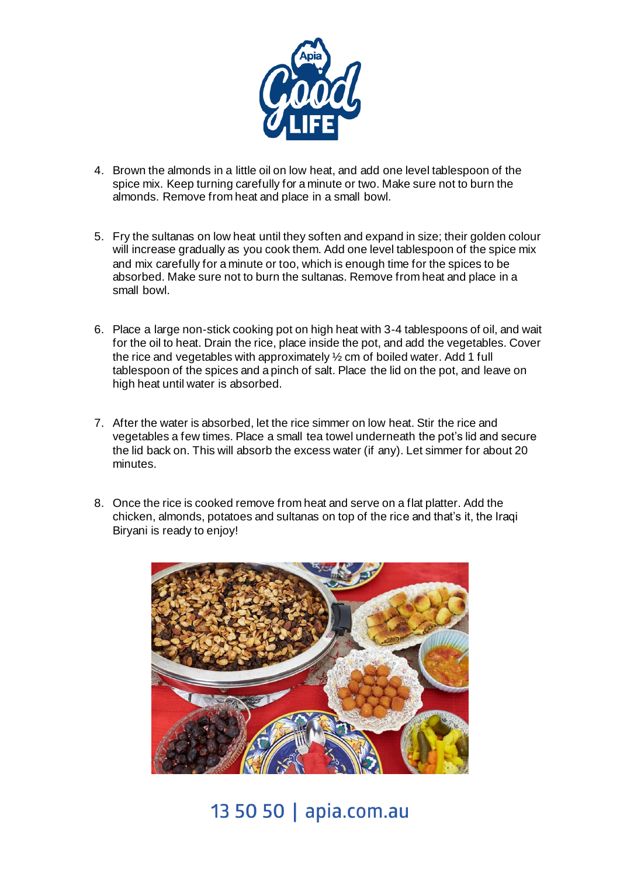4. Brown the almonds in a little oil on low heat, and add one level tablespoon of the spice mix. Keep turning carefully for a minute or two. Make sure not to burn the almonds. Remove from heat and place in a small bowl.

5. Fry the sultanas on low heat until they soften and expand in size; their golden colour will increase gradually as you cook them. Add one level tablespoon of the spice mix and mix carefully for a minute or too, which is enough time for the spices to be absorbed. Make sure not to burn the sultanas. Remove from heat and place in a small bowl.

6. Place a large non-stick cooking pot on high heat with 3-4 tablespoons of oil, and wait for the oil to heat. Drain the rice, place inside the pot, and add the vegetables. Cover the rice and vegetables with approximately ½ cm of boiled water. Add 1 full tablespoon of the spices and a pinch of salt. Place the lid on the pot, and leave on high heat until water is absorbed.

7. After the water is absorbed, let the rice simmer on low heat. Stir the rice and vegetables a few times. Place a small tea towel underneath the pot's lid and secure the lid back on. This will absorb the excess water (if any). Let simmer for about 20 minutes.

8. Once the rice is cooked remove from heat and serve on a flat platter. Add the chicken, almonds, potatoes and sultanas on top of the rice and that's it, the Iraqi Biryani is ready to enjoy!

13 50 50 | apia.com.au